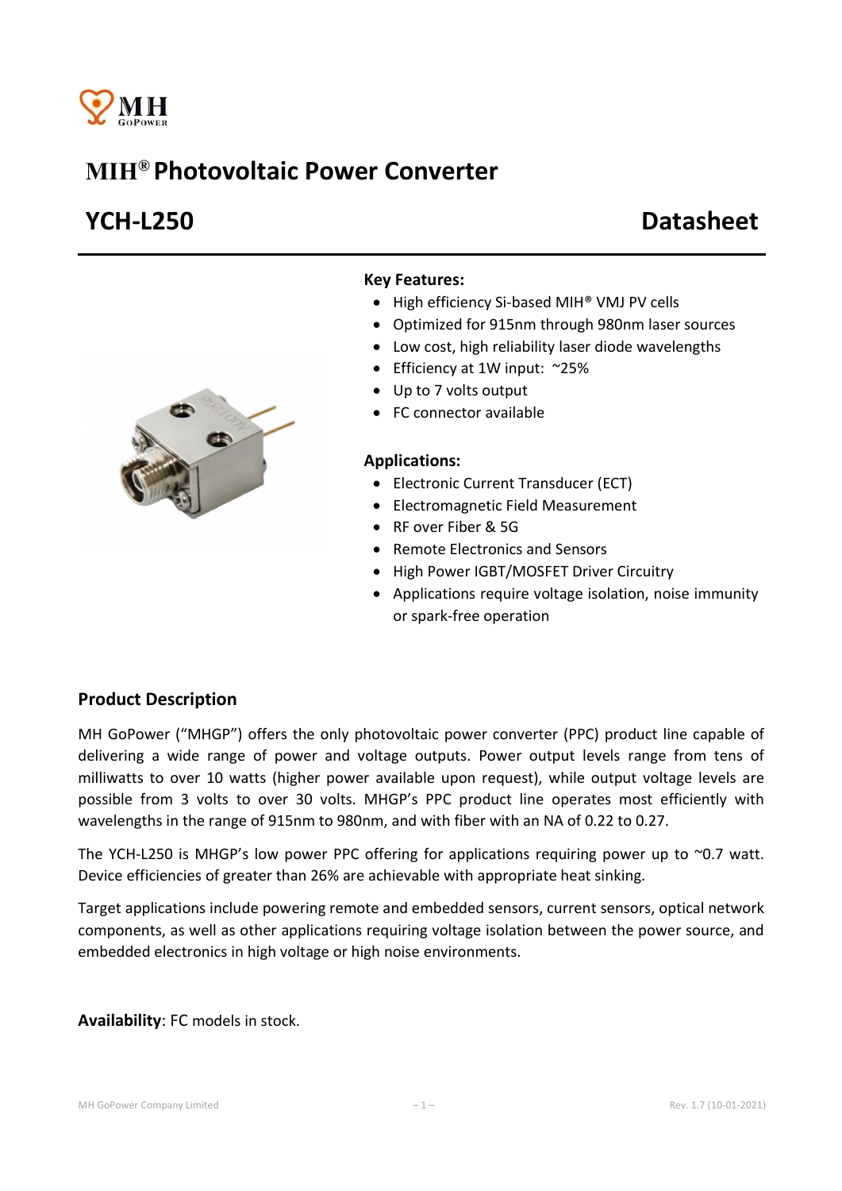# MIH® Photovoltaic Power Converter

## YCH-L250 Datasheet

**Key Features:**

- High efficiency Si-based MIH® VMJ PV cells
- Optimized for 915nm through 980nm laser sources
- Low cost, high reliability laser diode wavelengths
- Efficiency at 1W input: ~25%
- Up to 7 volts output
- FC connector available

**Applications:**

- Electronic Current Transducer (ECT)
- Electromagnetic Field Measurement
- RF over Fiber & 5G
- Remote Electronics and Sensors
- High Power IGBT/MOSFET Driver Circuitry
- Applications require voltage isolation, noise immunity or spark-free operation

### Product Description

MH GoPower ("MHGP") offers the only photovoltaic power converter (PPC) product line capable of delivering a wide range of power and voltage outputs. Power output levels range from tens of milliwatts to over 10 watts (higher power available upon request), while output voltage levels are possible from 3 volts to over 30 volts. MHGP's PPC product line operates most efficiently with wavelengths in the range of 915nm to 980nm, and with fiber with an NA of 0.22 to 0.27.

The YCH-L250 is MHGP's low power PPC offering for applications requiring power up to ~0.7 watt. Device efficiencies of greater than 26% are achievable with appropriate heat sinking.

Target applications include powering remote and embedded sensors, current sensors, optical network components, as well as other applications requiring voltage isolation between the power source, and embedded electronics in high voltage or high noise environments.

**Availability**: FC models in stock.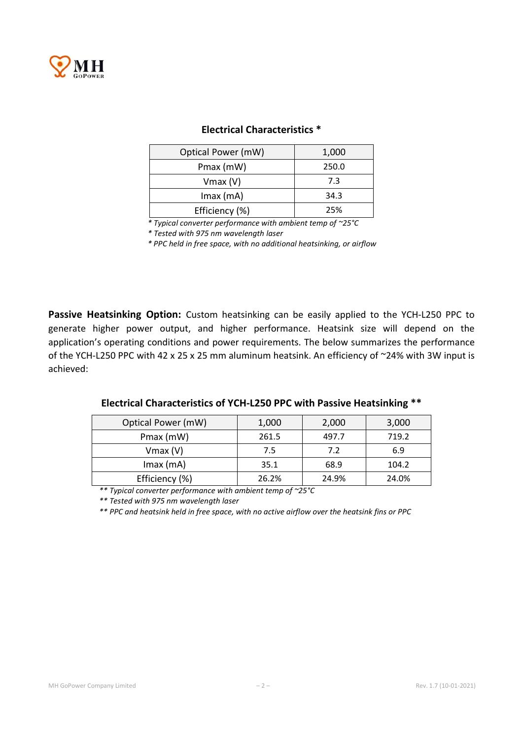## Electrical Characteristics *

| Optical Power (mW) | 1,000 |
|---|---|
| Pmax (mW) | 250.0 |
| Vmax (V) | 7.3 |
| Imax (mA) | 34.3 |
| Efficiency (%) | 25% |

*\* Typical converter performance with ambient temp of ~25°C*

*\* Tested with 975 nm wavelength laser*

*\* PPC held in free space, with no additional heatsinking, or airflow*

**Passive Heatsinking Option:** Custom heatsinking can be easily applied to the YCH-L250 PPC to generate higher power output, and higher performance. Heatsink size will depend on the application's operating conditions and power requirements. The below summarizes the performance of the YCH-L250 PPC with 42 x 25 x 25 mm aluminum heatsink. An efficiency of ~24% with 3W input is achieved:

## Electrical Characteristics of YCH-L250 PPC with Passive Heatsinking **

| Optical Power (mW) | 1,000 | 2,000 | 3,000 |
|---|---|---|---|
| Pmax (mW) | 261.5 | 497.7 | 719.2 |
| Vmax (V) | 7.5 | 7.2 | 6.9 |
| Imax (mA) | 35.1 | 68.9 | 104.2 |
| Efficiency (%) | 26.2% | 24.9% | 24.0% |

*\*\* Typical converter performance with ambient temp of ~25°C*

*\*\* Tested with 975 nm wavelength laser*

*\*\* PPC and heatsink held in free space, with no active airflow over the heatsink fins or PPC*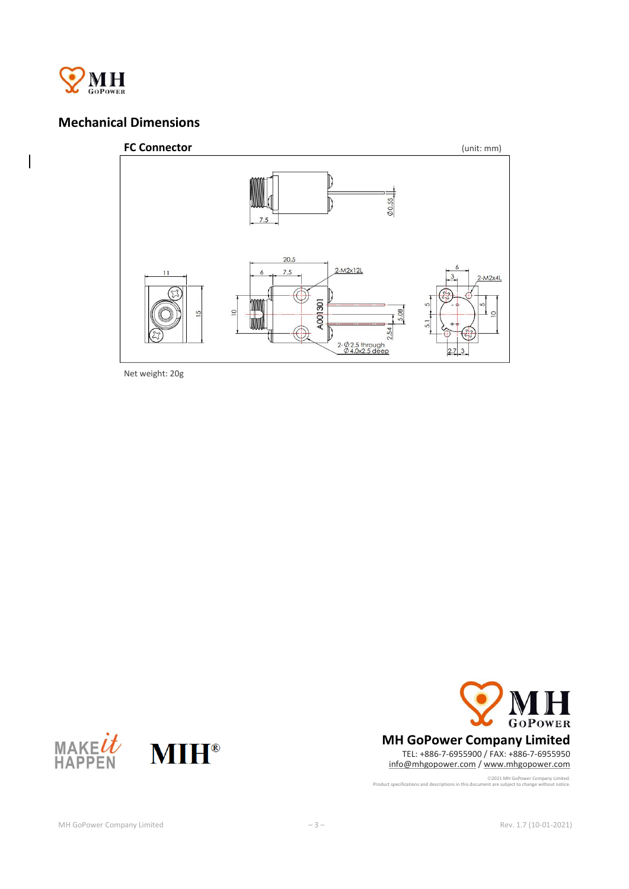## Mechanical Dimensions

**FC Connector** (unit: mm)

7.5
Ø0.55
20.5
6
7.5
2-M2x12L
11
15
10
A001301
5.08
2.54
2-Ø2.5 through
Ø4.0x2.5 deep
6
3
2-M2x4L
5
5.1
5
10
2.7
3

Net weight: 20g

**MH GoPower Company Limited**

TEL: +886-7-6955900 / FAX: +886-7-6955950

info@mhgopower.com / www.mhgopower.com

©2021 MH GoPower Company Limited.
Product specifications and descriptions in this document are subject to change without notice.